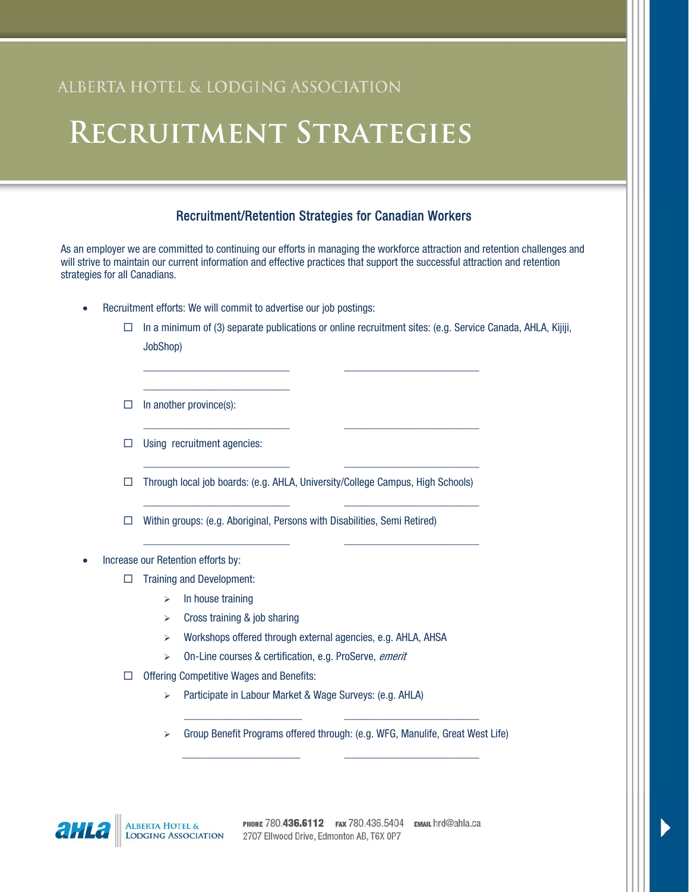ALBERTA HOTEL & LODGING ASSOCIATION

# RECRUITMENT STRATEGIES

## Recruitment/Retention Strategies for Canadian Workers

As an employer we are committed to continuing our efforts in managing the workforce attraction and retention challenges and will strive to maintain our current information and effective practices that support the successful attraction and retention strategies for all Canadians.

- Recruitment efforts: We will commit to advertise our job postings:
  - ☐ In a minimum of (3) separate publications or online recruitment sites: (e.g. Service Canada, AHLA, Kijiji, JobShop)

    ______________________ ______________________

    ______________________

  - ☐ In another province(s):

    ______________________ ______________________

  - ☐ Using recruitment agencies:

    ______________________ ______________________

  - ☐ Through local job boards: (e.g. AHLA, University/College Campus, High Schools)

    ______________________ ______________________

  - ☐ Within groups: (e.g. Aboriginal, Persons with Disabilities, Semi Retired)

    ______________________ ______________________

- Increase our Retention efforts by:
  - ☐ Training and Development:
    - In house training
    - Cross training & job sharing
    - Workshops offered through external agencies, e.g. AHLA, AHSA
    - On-Line courses & certification, e.g. ProServe, *emerit*
  - ☐ Offering Competitive Wages and Benefits:
    - Participate in Labour Market & Wage Surveys: (e.g. AHLA)

      ______________________ ______________________

    - Group Benefit Programs offered through: (e.g. WFG, Manulife, Great West Life)

      ______________________ ______________________

**ahla** ALBERTA HOTEL & LODGING ASSOCIATION

PHONE 780.436.6112 FAX 780.436.5404 EMAIL hrd@ahla.ca
2707 Ellwood Drive, Edmonton AB, T6X 0P7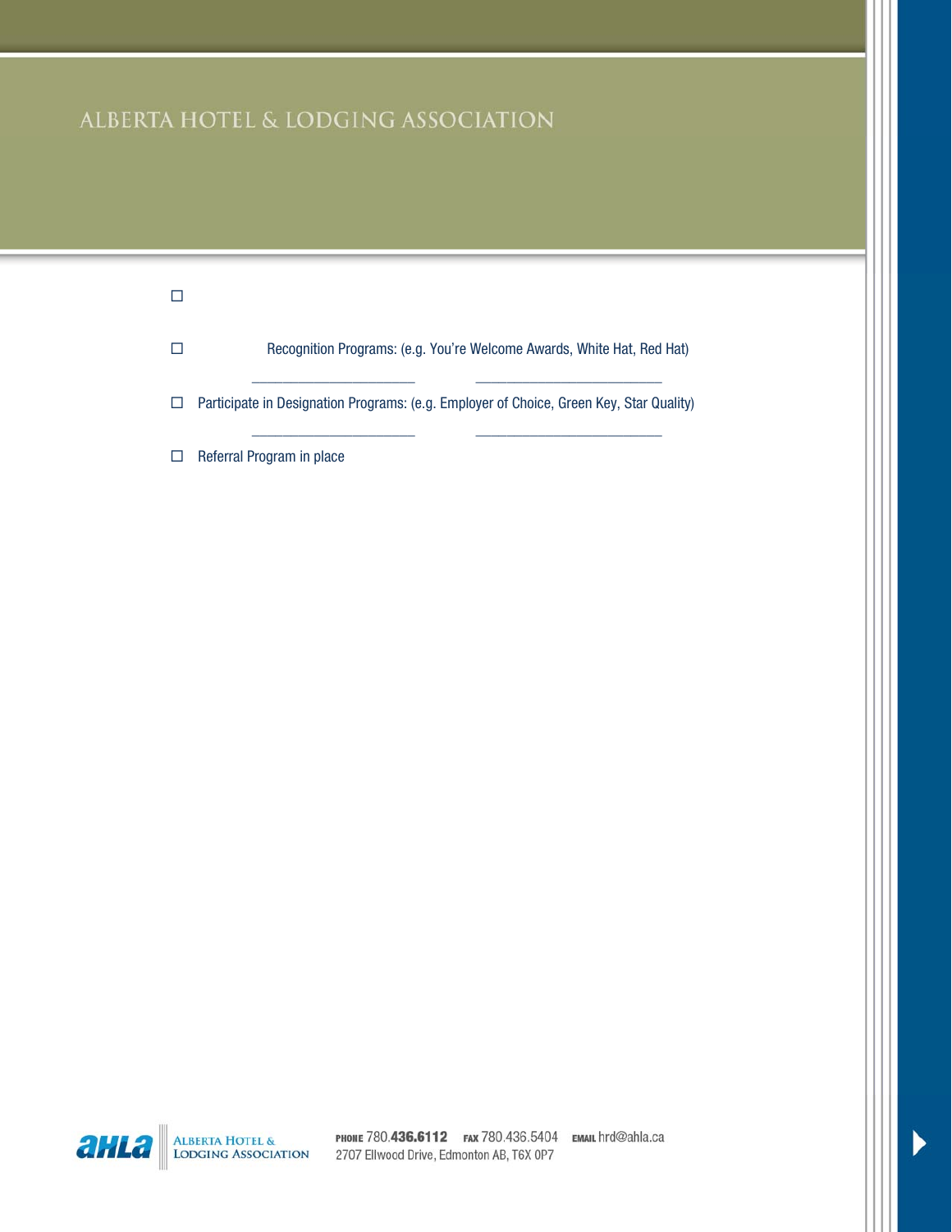# ALBERTA HOTEL & LODGING ASSOCIATION

☐

☐ Recognition Programs: (e.g. You're Welcome Awards, White Hat, Red Hat)

\_\_\_\_\_\_\_\_\_\_\_\_\_\_\_\_\_\_\_\_\_\_ \_\_\_\_\_\_\_\_\_\_\_\_\_\_\_\_\_\_\_\_\_\_\_\_\_

☐ Participate in Designation Programs: (e.g. Employer of Choice, Green Key, Star Quality)

\_\_\_\_\_\_\_\_\_\_\_\_\_\_\_\_\_\_\_\_\_\_ \_\_\_\_\_\_\_\_\_\_\_\_\_\_\_\_\_\_\_\_\_\_\_\_\_

☐ Referral Program in place

ahla | ALBERTA HOTEL & LODGING ASSOCIATION

PHONE 780.436.6112 FAX 780.436.5404 EMAIL hrd@ahla.ca
2707 Ellwood Drive, Edmonton AB, T6X 0P7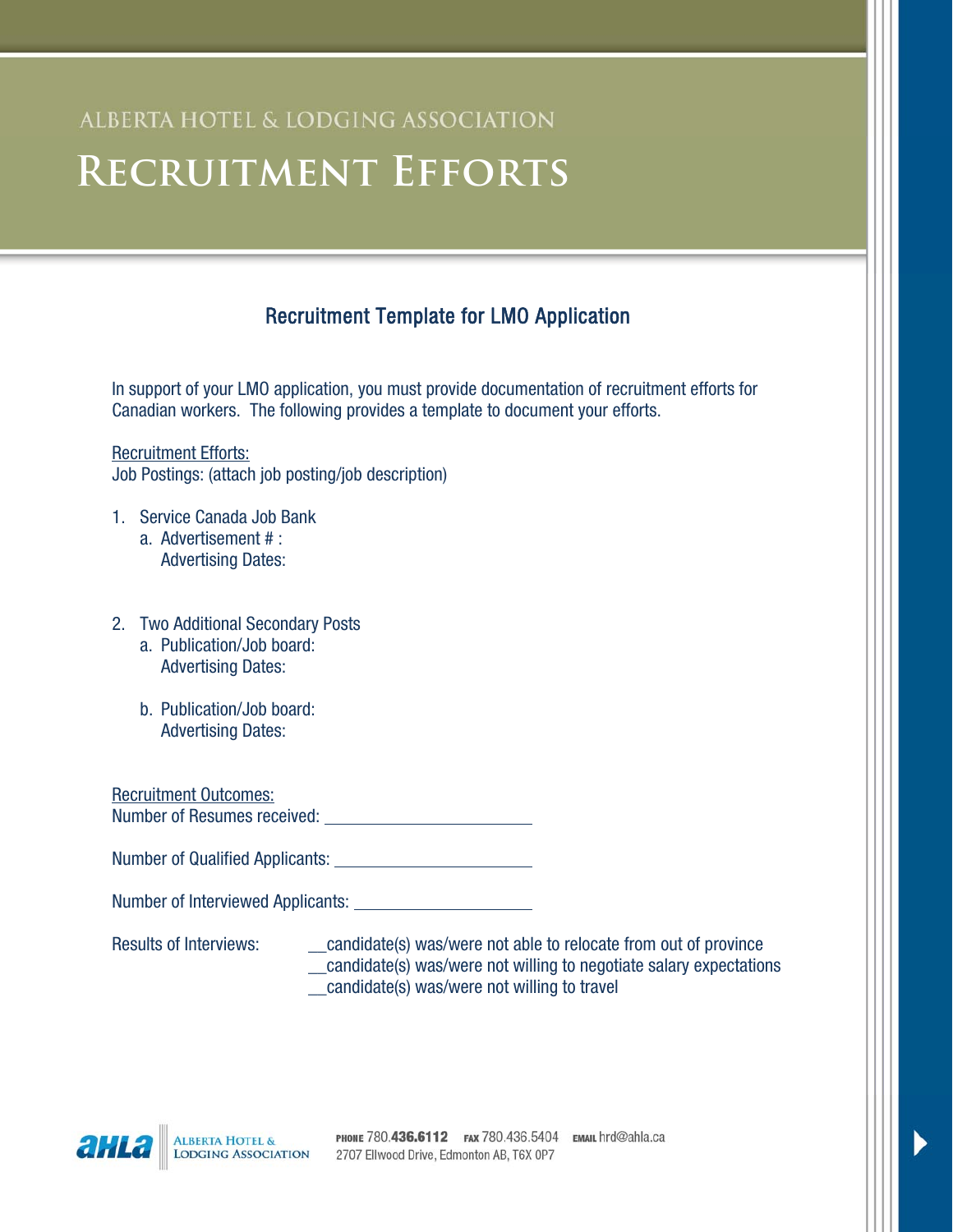ALBERTA HOTEL & LODGING ASSOCIATION

# RECRUITMENT EFFORTS

## Recruitment Template for LMO Application

In support of your LMO application, you must provide documentation of recruitment efforts for Canadian workers. The following provides a template to document your efforts.

Recruitment Efforts:
Job Postings: (attach job posting/job description)

1. Service Canada Job Bank
   a. Advertisement # :
      Advertising Dates:

2. Two Additional Secondary Posts
   a. Publication/Job board:
      Advertising Dates:

   b. Publication/Job board:
      Advertising Dates:

Recruitment Outcomes:
Number of Resumes received: ______________________

Number of Qualified Applicants: ______________________

Number of Interviewed Applicants: ____________________

Results of Interviews:
__candidate(s) was/were not able to relocate from out of province
__candidate(s) was/were not willing to negotiate salary expectations
__candidate(s) was/were not willing to travel

ahla | ALBERTA HOTEL & LODGING ASSOCIATION

PHONE 780.436.6112 FAX 780.436.5404 EMAIL hrd@ahla.ca
2707 Ellwood Drive, Edmonton AB, T6X 0P7